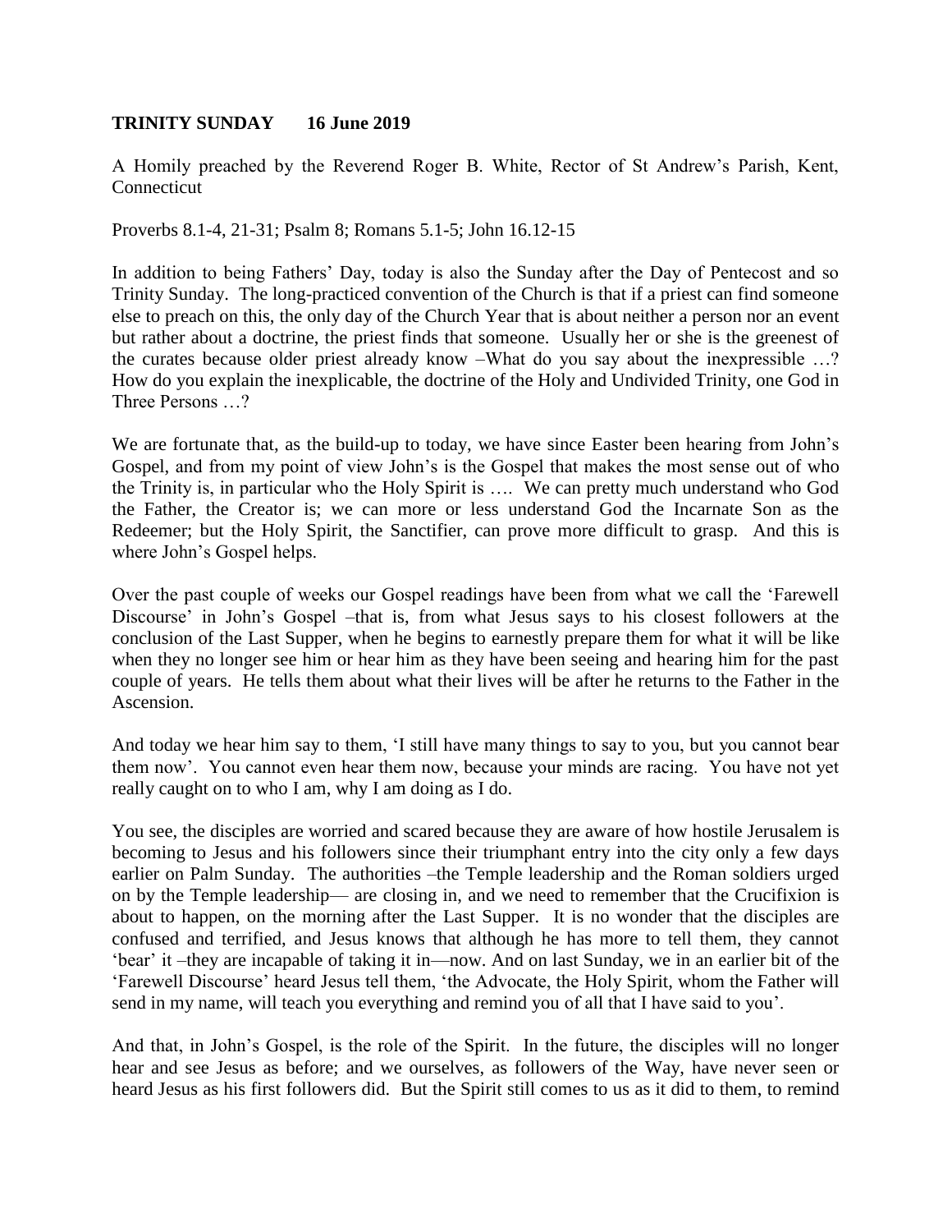**TRINITY SUNDAY 16 June 2019**

A Homily preached by the Reverend Roger B. White, Rector of St Andrew's Parish, Kent, Connecticut

Proverbs 8.1-4, 21-31; Psalm 8; Romans 5.1-5; John 16.12-15

In addition to being Fathers' Day, today is also the Sunday after the Day of Pentecost and so Trinity Sunday. The long-practiced convention of the Church is that if a priest can find someone else to preach on this, the only day of the Church Year that is about neither a person nor an event but rather about a doctrine, the priest finds that someone. Usually her or she is the greenest of the curates because older priest already know –What do you say about the inexpressible …? How do you explain the inexplicable, the doctrine of the Holy and Undivided Trinity, one God in Three Persons …?

We are fortunate that, as the build-up to today, we have since Easter been hearing from John's Gospel, and from my point of view John's is the Gospel that makes the most sense out of who the Trinity is, in particular who the Holy Spirit is …. We can pretty much understand who God the Father, the Creator is; we can more or less understand God the Incarnate Son as the Redeemer; but the Holy Spirit, the Sanctifier, can prove more difficult to grasp. And this is where John's Gospel helps.

Over the past couple of weeks our Gospel readings have been from what we call the 'Farewell Discourse' in John's Gospel –that is, from what Jesus says to his closest followers at the conclusion of the Last Supper, when he begins to earnestly prepare them for what it will be like when they no longer see him or hear him as they have been seeing and hearing him for the past couple of years. He tells them about what their lives will be after he returns to the Father in the Ascension.

And today we hear him say to them, 'I still have many things to say to you, but you cannot bear them now'. You cannot even hear them now, because your minds are racing. You have not yet really caught on to who I am, why I am doing as I do.

You see, the disciples are worried and scared because they are aware of how hostile Jerusalem is becoming to Jesus and his followers since their triumphant entry into the city only a few days earlier on Palm Sunday. The authorities –the Temple leadership and the Roman soldiers urged on by the Temple leadership— are closing in, and we need to remember that the Crucifixion is about to happen, on the morning after the Last Supper. It is no wonder that the disciples are confused and terrified, and Jesus knows that although he has more to tell them, they cannot 'bear' it –they are incapable of taking it in—now. And on last Sunday, we in an earlier bit of the 'Farewell Discourse' heard Jesus tell them, 'the Advocate, the Holy Spirit, whom the Father will send in my name, will teach you everything and remind you of all that I have said to you'.

And that, in John's Gospel, is the role of the Spirit. In the future, the disciples will no longer hear and see Jesus as before; and we ourselves, as followers of the Way, have never seen or heard Jesus as his first followers did. But the Spirit still comes to us as it did to them, to remind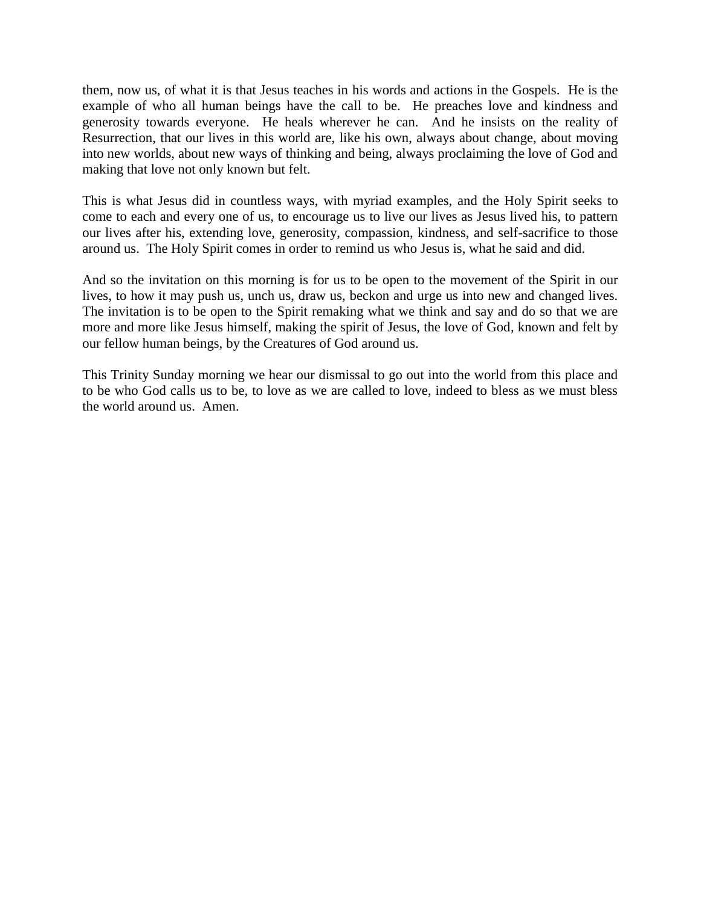them, now us, of what it is that Jesus teaches in his words and actions in the Gospels. He is the example of who all human beings have the call to be. He preaches love and kindness and generosity towards everyone. He heals wherever he can. And he insists on the reality of Resurrection, that our lives in this world are, like his own, always about change, about moving into new worlds, about new ways of thinking and being, always proclaiming the love of God and making that love not only known but felt.

This is what Jesus did in countless ways, with myriad examples, and the Holy Spirit seeks to come to each and every one of us, to encourage us to live our lives as Jesus lived his, to pattern our lives after his, extending love, generosity, compassion, kindness, and self-sacrifice to those around us. The Holy Spirit comes in order to remind us who Jesus is, what he said and did.

And so the invitation on this morning is for us to be open to the movement of the Spirit in our lives, to how it may push us, unch us, draw us, beckon and urge us into new and changed lives. The invitation is to be open to the Spirit remaking what we think and say and do so that we are more and more like Jesus himself, making the spirit of Jesus, the love of God, known and felt by our fellow human beings, by the Creatures of God around us.

This Trinity Sunday morning we hear our dismissal to go out into the world from this place and to be who God calls us to be, to love as we are called to love, indeed to bless as we must bless the world around us. Amen.